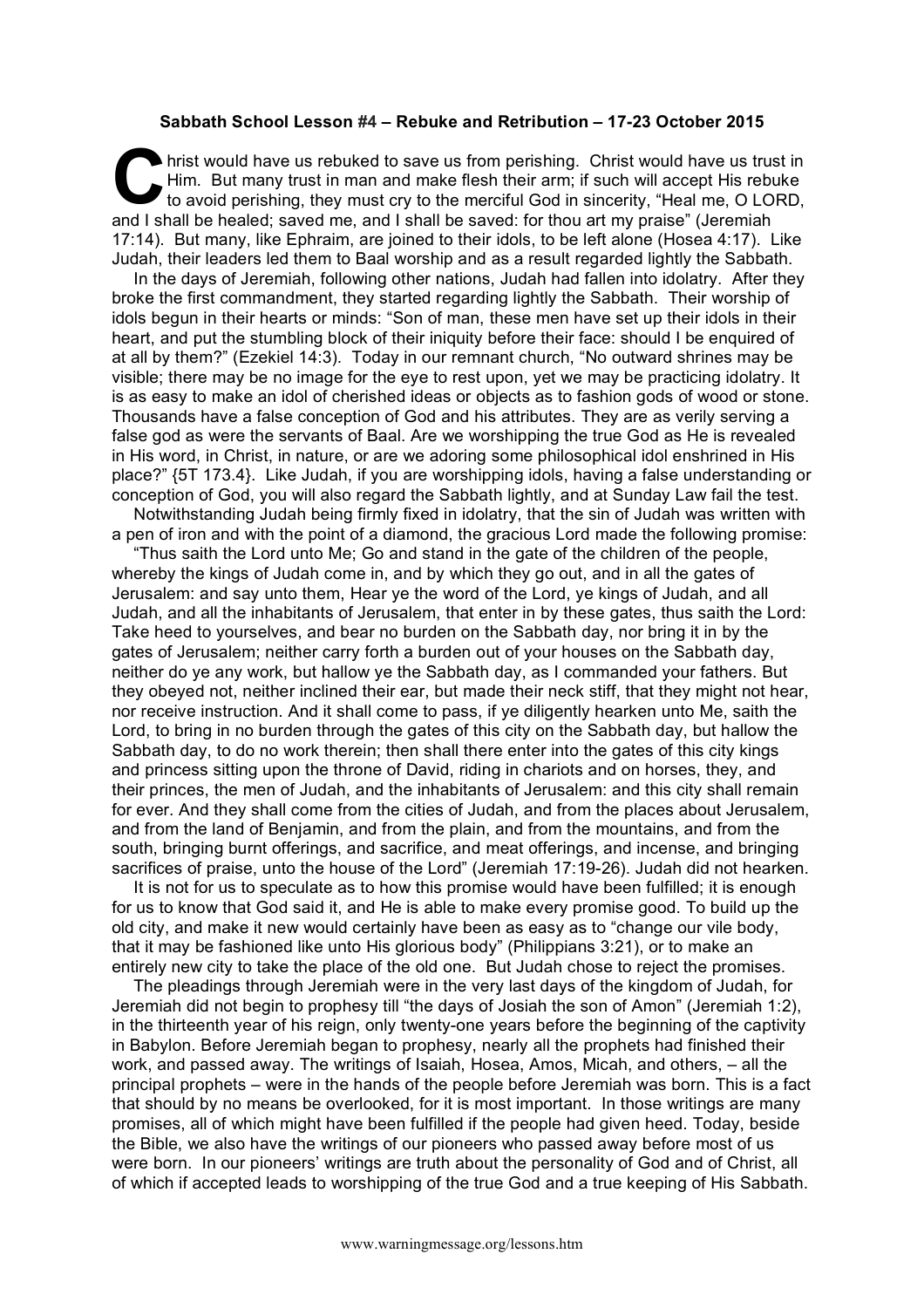**Sabbath School Lesson #4 – Rebuke and Retribution – 17-23 October 2015**

Christ would have us rebuked to save us from perishing. Christ would have us trust in Him. But many trust in man and make flesh their arm; if such will accept His rebuke to avoid perishing, they must cry to the merciful God in sincerity, "Heal me, O LORD, and I shall be healed; saved me, and I shall be saved: for thou art my praise" (Jeremiah 17:14). But many, like Ephraim, are joined to their idols, to be left alone (Hosea 4:17). Like Judah, their leaders led them to Baal worship and as a result regarded lightly the Sabbath.

In the days of Jeremiah, following other nations, Judah had fallen into idolatry. After they broke the first commandment, they started regarding lightly the Sabbath. Their worship of idols begun in their hearts or minds: "Son of man, these men have set up their idols in their heart, and put the stumbling block of their iniquity before their face: should I be enquired of at all by them?" (Ezekiel 14:3). Today in our remnant church, "No outward shrines may be visible; there may be no image for the eye to rest upon, yet we may be practicing idolatry. It is as easy to make an idol of cherished ideas or objects as to fashion gods of wood or stone. Thousands have a false conception of God and his attributes. They are as verily serving a false god as were the servants of Baal. Are we worshipping the true God as He is revealed in His word, in Christ, in nature, or are we adoring some philosophical idol enshrined in His place?" {5T 173.4}. Like Judah, if you are worshipping idols, having a false understanding or conception of God, you will also regard the Sabbath lightly, and at Sunday Law fail the test.

Notwithstanding Judah being firmly fixed in idolatry, that the sin of Judah was written with a pen of iron and with the point of a diamond, the gracious Lord made the following promise:

"Thus saith the Lord unto Me; Go and stand in the gate of the children of the people, whereby the kings of Judah come in, and by which they go out, and in all the gates of Jerusalem: and say unto them, Hear ye the word of the Lord, ye kings of Judah, and all Judah, and all the inhabitants of Jerusalem, that enter in by these gates, thus saith the Lord: Take heed to yourselves, and bear no burden on the Sabbath day, nor bring it in by the gates of Jerusalem; neither carry forth a burden out of your houses on the Sabbath day, neither do ye any work, but hallow ye the Sabbath day, as I commanded your fathers. But they obeyed not, neither inclined their ear, but made their neck stiff, that they might not hear, nor receive instruction. And it shall come to pass, if ye diligently hearken unto Me, saith the Lord, to bring in no burden through the gates of this city on the Sabbath day, but hallow the Sabbath day, to do no work therein; then shall there enter into the gates of this city kings and princess sitting upon the throne of David, riding in chariots and on horses, they, and their princes, the men of Judah, and the inhabitants of Jerusalem: and this city shall remain for ever. And they shall come from the cities of Judah, and from the places about Jerusalem, and from the land of Benjamin, and from the plain, and from the mountains, and from the south, bringing burnt offerings, and sacrifice, and meat offerings, and incense, and bringing sacrifices of praise, unto the house of the Lord" (Jeremiah 17:19-26). Judah did not hearken.

It is not for us to speculate as to how this promise would have been fulfilled; it is enough for us to know that God said it, and He is able to make every promise good. To build up the old city, and make it new would certainly have been as easy as to "change our vile body, that it may be fashioned like unto His glorious body" (Philippians 3:21), or to make an entirely new city to take the place of the old one. But Judah chose to reject the promises.

The pleadings through Jeremiah were in the very last days of the kingdom of Judah, for Jeremiah did not begin to prophesy till "the days of Josiah the son of Amon" (Jeremiah 1:2), in the thirteenth year of his reign, only twenty-one years before the beginning of the captivity in Babylon. Before Jeremiah began to prophesy, nearly all the prophets had finished their work, and passed away. The writings of Isaiah, Hosea, Amos, Micah, and others, – all the principal prophets – were in the hands of the people before Jeremiah was born. This is a fact that should by no means be overlooked, for it is most important. In those writings are many promises, all of which might have been fulfilled if the people had given heed. Today, beside the Bible, we also have the writings of our pioneers who passed away before most of us were born. In our pioneers' writings are truth about the personality of God and of Christ, all of which if accepted leads to worshipping of the true God and a true keeping of His Sabbath.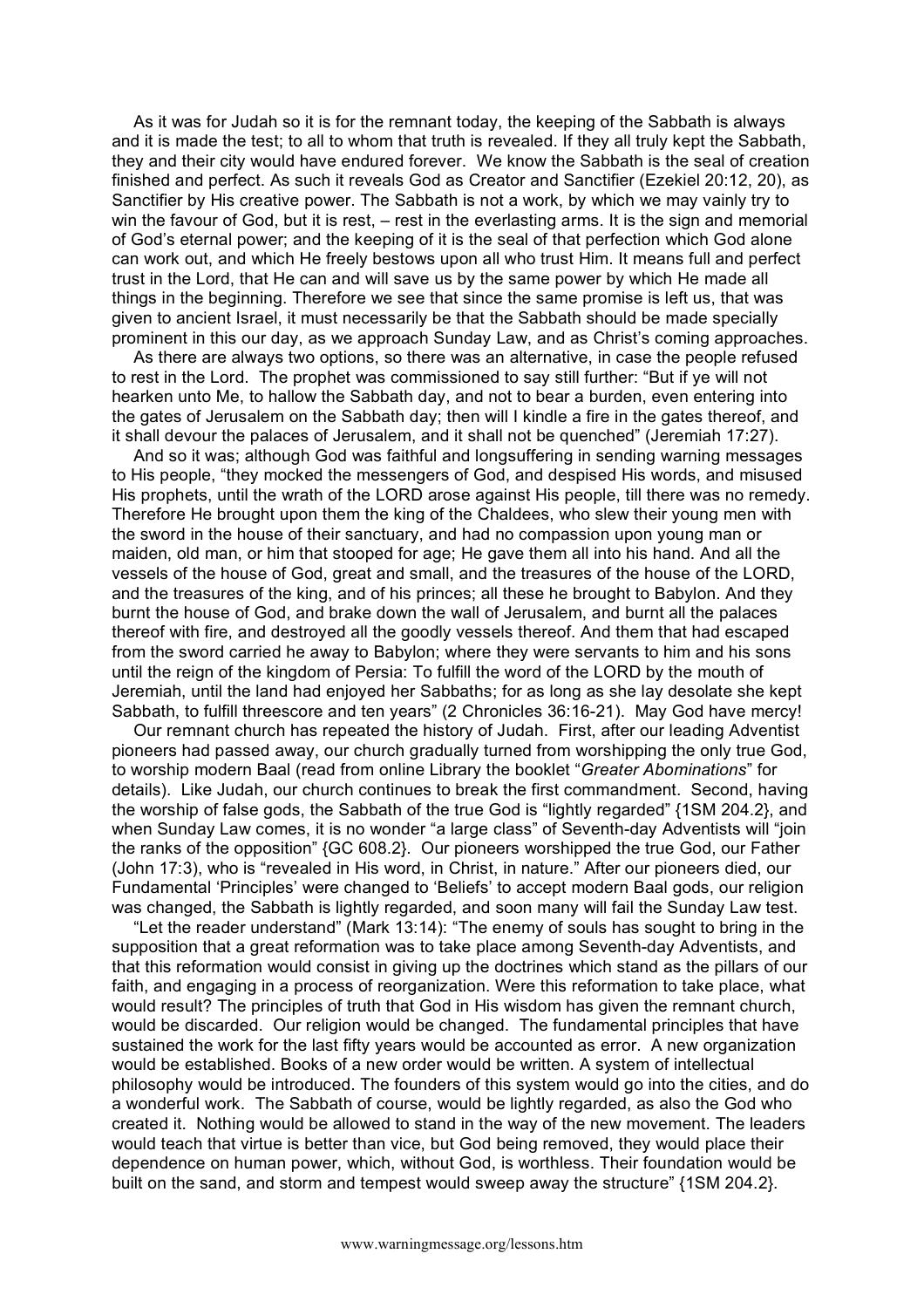As it was for Judah so it is for the remnant today, the keeping of the Sabbath is always and it is made the test; to all to whom that truth is revealed. If they all truly kept the Sabbath, they and their city would have endured forever. We know the Sabbath is the seal of creation finished and perfect. As such it reveals God as Creator and Sanctifier (Ezekiel 20:12, 20), as Sanctifier by His creative power. The Sabbath is not a work, by which we may vainly try to win the favour of God, but it is rest, – rest in the everlasting arms. It is the sign and memorial of God's eternal power; and the keeping of it is the seal of that perfection which God alone can work out, and which He freely bestows upon all who trust Him. It means full and perfect trust in the Lord, that He can and will save us by the same power by which He made all things in the beginning. Therefore we see that since the same promise is left us, that was given to ancient Israel, it must necessarily be that the Sabbath should be made specially prominent in this our day, as we approach Sunday Law, and as Christ's coming approaches.

As there are always two options, so there was an alternative, in case the people refused to rest in the Lord. The prophet was commissioned to say still further: "But if ye will not hearken unto Me, to hallow the Sabbath day, and not to bear a burden, even entering into the gates of Jerusalem on the Sabbath day; then will I kindle a fire in the gates thereof, and it shall devour the palaces of Jerusalem, and it shall not be quenched" (Jeremiah 17:27).

And so it was; although God was faithful and longsuffering in sending warning messages to His people, "they mocked the messengers of God, and despised His words, and misused His prophets, until the wrath of the LORD arose against His people, till there was no remedy. Therefore He brought upon them the king of the Chaldees, who slew their young men with the sword in the house of their sanctuary, and had no compassion upon young man or maiden, old man, or him that stooped for age; He gave them all into his hand. And all the vessels of the house of God, great and small, and the treasures of the house of the LORD, and the treasures of the king, and of his princes; all these he brought to Babylon. And they burnt the house of God, and brake down the wall of Jerusalem, and burnt all the palaces thereof with fire, and destroyed all the goodly vessels thereof. And them that had escaped from the sword carried he away to Babylon; where they were servants to him and his sons until the reign of the kingdom of Persia: To fulfill the word of the LORD by the mouth of Jeremiah, until the land had enjoyed her Sabbaths; for as long as she lay desolate she kept Sabbath, to fulfill threescore and ten years" (2 Chronicles 36:16-21). May God have mercy!

Our remnant church has repeated the history of Judah. First, after our leading Adventist pioneers had passed away, our church gradually turned from worshipping the only true God, to worship modern Baal (read from online Library the booklet "*Greater Abominations*" for details). Like Judah, our church continues to break the first commandment. Second, having the worship of false gods, the Sabbath of the true God is "lightly regarded" {1SM 204.2}, and when Sunday Law comes, it is no wonder "a large class" of Seventh-day Adventists will "join the ranks of the opposition" {GC 608.2}. Our pioneers worshipped the true God, our Father (John 17:3), who is "revealed in His word, in Christ, in nature." After our pioneers died, our Fundamental 'Principles' were changed to 'Beliefs' to accept modern Baal gods, our religion was changed, the Sabbath is lightly regarded, and soon many will fail the Sunday Law test.

"Let the reader understand" (Mark 13:14): "The enemy of souls has sought to bring in the supposition that a great reformation was to take place among Seventh-day Adventists, and that this reformation would consist in giving up the doctrines which stand as the pillars of our faith, and engaging in a process of reorganization. Were this reformation to take place, what would result? The principles of truth that God in His wisdom has given the remnant church, would be discarded. Our religion would be changed. The fundamental principles that have sustained the work for the last fifty years would be accounted as error. A new organization would be established. Books of a new order would be written. A system of intellectual philosophy would be introduced. The founders of this system would go into the cities, and do a wonderful work. The Sabbath of course, would be lightly regarded, as also the God who created it. Nothing would be allowed to stand in the way of the new movement. The leaders would teach that virtue is better than vice, but God being removed, they would place their dependence on human power, which, without God, is worthless. Their foundation would be built on the sand, and storm and tempest would sweep away the structure" {1SM 204.2}.

www.warningmessage.org/lessons.htm